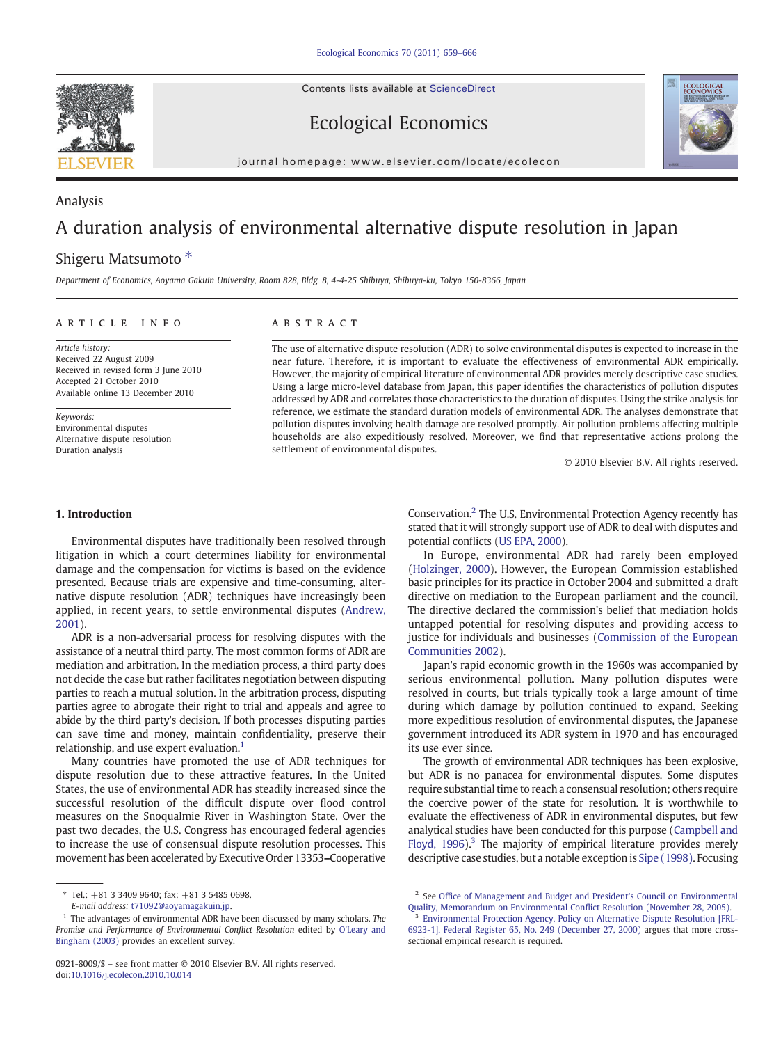Analysis

# A duration analysis of environmental alternative dispute resolution in Japan

Shigeru Matsumoto *

*Department of Economics, Aoyama Gakuin University, Room 828, Bldg. 8, 4-4-25 Shibuya, Shibuya-ku, Tokyo 150-8366, Japan*

**ARTICLE INFO**

*Article history:*
Received 22 August 2009
Received in revised form 3 June 2010
Accepted 21 October 2010
Available online 13 December 2010

*Keywords:*
Environmental disputes
Alternative dispute resolution
Duration analysis

**ABSTRACT**

The use of alternative dispute resolution (ADR) to solve environmental disputes is expected to increase in the near future. Therefore, it is important to evaluate the effectiveness of environmental ADR empirically. However, the majority of empirical literature of environmental ADR provides merely descriptive case studies. Using a large micro-level database from Japan, this paper identifies the characteristics of pollution disputes addressed by ADR and correlates those characteristics to the duration of disputes. Using the strike analysis for reference, we estimate the standard duration models of environmental ADR. The analyses demonstrate that pollution disputes involving health damage are resolved promptly. Air pollution problems affecting multiple households are also expeditiously resolved. Moreover, we find that representative actions prolong the settlement of environmental disputes.

© 2010 Elsevier B.V. All rights reserved.

## 1. Introduction

Environmental disputes have traditionally been resolved through litigation in which a court determines liability for environmental damage and the compensation for victims is based on the evidence presented. Because trials are expensive and time-consuming, alternative dispute resolution (ADR) techniques have increasingly been applied, in recent years, to settle environmental disputes (Andrew, 2001).

ADR is a non-adversarial process for resolving disputes with the assistance of a neutral third party. The most common forms of ADR are mediation and arbitration. In the mediation process, a third party does not decide the case but rather facilitates negotiation between disputing parties to reach a mutual solution. In the arbitration process, disputing parties agree to abrogate their right to trial and appeals and agree to abide by the third party's decision. If both processes disputing parties can save time and money, maintain confidentiality, preserve their relationship, and use expert evaluation.[1]

Many countries have promoted the use of ADR techniques for dispute resolution due to these attractive features. In the United States, the use of environmental ADR has steadily increased since the successful resolution of the difficult dispute over flood control measures on the Snoqualmie River in Washington State. Over the past two decades, the U.S. Congress has encouraged federal agencies to increase the use of consensual dispute resolution processes. This movement has been accelerated by Executive Order 13353–Cooperative Conservation.[2] The U.S. Environmental Protection Agency recently has stated that it will strongly support use of ADR to deal with disputes and potential conflicts (US EPA, 2000).

In Europe, environmental ADR had rarely been employed (Holzinger, 2000). However, the European Commission established basic principles for its practice in October 2004 and submitted a draft directive on mediation to the European parliament and the council. The directive declared the commission's belief that mediation holds untapped potential for resolving disputes and providing access to justice for individuals and businesses (Commission of the European Communities 2002).

Japan's rapid economic growth in the 1960s was accompanied by serious environmental pollution. Many pollution disputes were resolved in courts, but trials typically took a large amount of time during which damage by pollution continued to expand. Seeking more expeditious resolution of environmental disputes, the Japanese government introduced its ADR system in 1970 and has encouraged its use ever since.

The growth of environmental ADR techniques has been explosive, but ADR is no panacea for environmental disputes. Some disputes require substantial time to reach a consensual resolution; others require the coercive power of the state for resolution. It is worthwhile to evaluate the effectiveness of ADR in environmental disputes, but few analytical studies have been conducted for this purpose (Campbell and Floyd, 1996).[3] The majority of empirical literature provides merely descriptive case studies, but a notable exception is Sipe (1998). Focusing

---

* Tel.: +81 3 3409 9640; fax: +81 3 5485 0698.
E-mail address: t71092@aoyamagakuin.jp.

[1] The advantages of environmental ADR have been discussed by many scholars. *The Promise and Performance of Environmental Conflict Resolution* edited by O'Leary and Bingham (2003) provides an excellent survey.

[2] See Office of Management and Budget and President's Council on Environmental Quality, Memorandum on Environmental Conflict Resolution (November 28, 2005).

[3] Environmental Protection Agency, Policy on Alternative Dispute Resolution [FRL-6923-1], Federal Register 65, No. 249 (December 27, 2000) argues that more cross-sectional empirical research is required.

0921-8009/$ – see front matter © 2010 Elsevier B.V. All rights reserved.
doi:10.1016/j.ecolecon.2010.10.014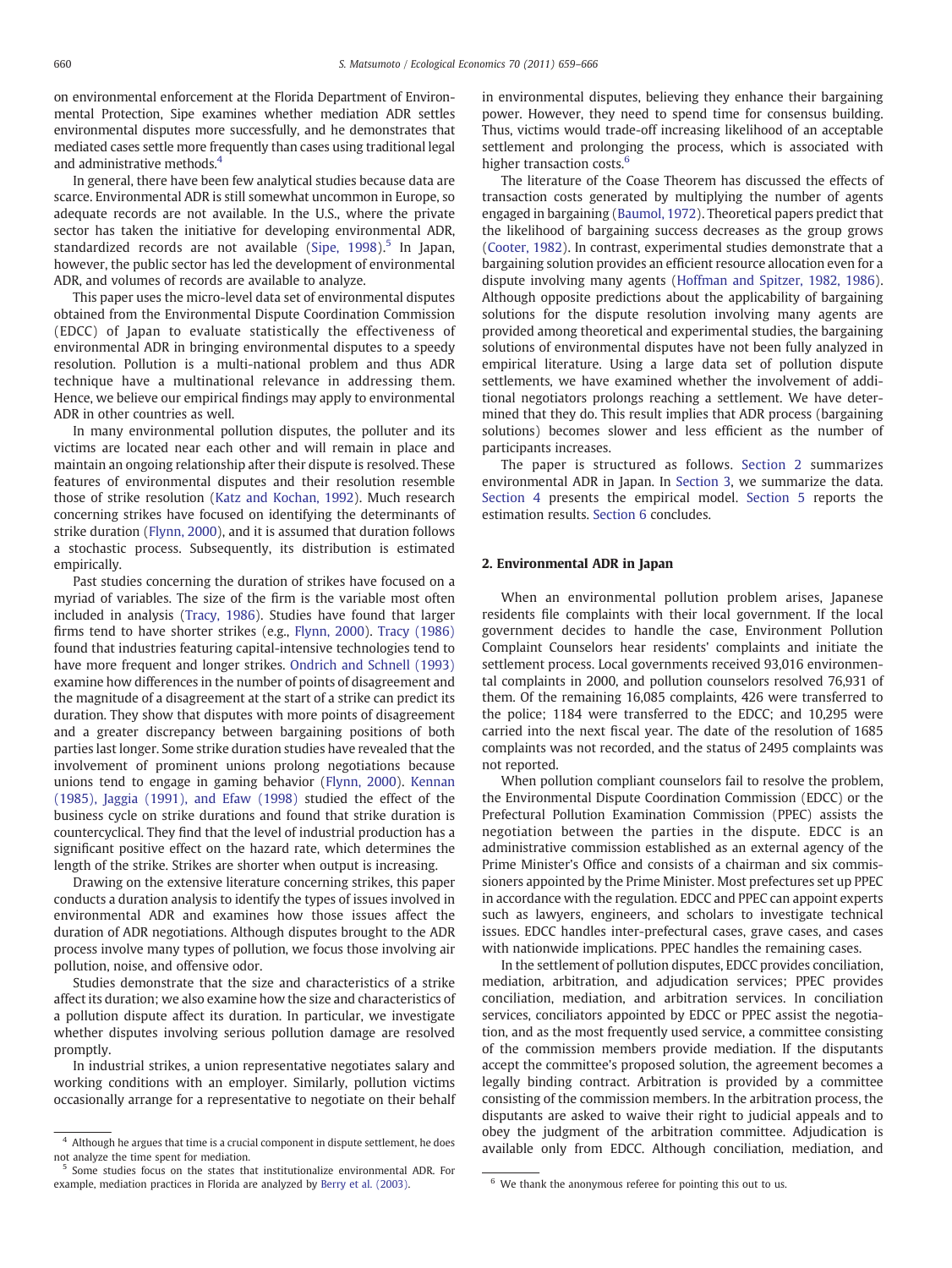on environmental enforcement at the Florida Department of Environmental Protection, Sipe examines whether mediation ADR settles environmental disputes more successfully, and he demonstrates that mediated cases settle more frequently than cases using traditional legal and administrative methods.[4]

In general, there have been few analytical studies because data are scarce. Environmental ADR is still somewhat uncommon in Europe, so adequate records are not available. In the U.S., where the private sector has taken the initiative for developing environmental ADR, standardized records are not available (Sipe, 1998).[5] In Japan, however, the public sector has led the development of environmental ADR, and volumes of records are available to analyze.

This paper uses the micro-level data set of environmental disputes obtained from the Environmental Dispute Coordination Commission (EDCC) of Japan to evaluate statistically the effectiveness of environmental ADR in bringing environmental disputes to a speedy resolution. Pollution is a multi-national problem and thus ADR technique have a multinational relevance in addressing them. Hence, we believe our empirical findings may apply to environmental ADR in other countries as well.

In many environmental pollution disputes, the polluter and its victims are located near each other and will remain in place and maintain an ongoing relationship after their dispute is resolved. These features of environmental disputes and their resolution resemble those of strike resolution (Katz and Kochan, 1992). Much research concerning strikes have focused on identifying the determinants of strike duration (Flynn, 2000), and it is assumed that duration follows a stochastic process. Subsequently, its distribution is estimated empirically.

Past studies concerning the duration of strikes have focused on a myriad of variables. The size of the firm is the variable most often included in analysis (Tracy, 1986). Studies have found that larger firms tend to have shorter strikes (e.g., Flynn, 2000). Tracy (1986) found that industries featuring capital-intensive technologies tend to have more frequent and longer strikes. Ondrich and Schnell (1993) examine how differences in the number of points of disagreement and the magnitude of a disagreement at the start of a strike can predict its duration. They show that disputes with more points of disagreement and a greater discrepancy between bargaining positions of both parties last longer. Some strike duration studies have revealed that the involvement of prominent unions prolong negotiations because unions tend to engage in gaming behavior (Flynn, 2000). Kennan (1985), Jaggia (1991), and Efaw (1998) studied the effect of the business cycle on strike durations and found that strike duration is countercyclical. They find that the level of industrial production has a significant positive effect on the hazard rate, which determines the length of the strike. Strikes are shorter when output is increasing.

Drawing on the extensive literature concerning strikes, this paper conducts a duration analysis to identify the types of issues involved in environmental ADR and examines how those issues affect the duration of ADR negotiations. Although disputes brought to the ADR process involve many types of pollution, we focus those involving air pollution, noise, and offensive odor.

Studies demonstrate that the size and characteristics of a strike affect its duration; we also examine how the size and characteristics of a pollution dispute affect its duration. In particular, we investigate whether disputes involving serious pollution damage are resolved promptly.

In industrial strikes, a union representative negotiates salary and working conditions with an employer. Similarly, pollution victims occasionally arrange for a representative to negotiate on their behalf in environmental disputes, believing they enhance their bargaining power. However, they need to spend time for consensus building. Thus, victims would trade-off increasing likelihood of an acceptable settlement and prolonging the process, which is associated with higher transaction costs.[6]

The literature of the Coase Theorem has discussed the effects of transaction costs generated by multiplying the number of agents engaged in bargaining (Baumol, 1972). Theoretical papers predict that the likelihood of bargaining success decreases as the group grows (Cooter, 1982). In contrast, experimental studies demonstrate that a bargaining solution provides an efficient resource allocation even for a dispute involving many agents (Hoffman and Spitzer, 1982, 1986). Although opposite predictions about the applicability of bargaining solutions for the dispute resolution involving many agents are provided among theoretical and experimental studies, the bargaining solutions of environmental disputes have not been fully analyzed in empirical literature. Using a large data set of pollution dispute settlements, we have examined whether the involvement of additional negotiators prolongs reaching a settlement. We have determined that they do. This result implies that ADR process (bargaining solutions) becomes slower and less efficient as the number of participants increases.

The paper is structured as follows. Section 2 summarizes environmental ADR in Japan. In Section 3, we summarize the data. Section 4 presents the empirical model. Section 5 reports the estimation results. Section 6 concludes.

## 2. Environmental ADR in Japan

When an environmental pollution problem arises, Japanese residents file complaints with their local government. If the local government decides to handle the case, Environment Pollution Complaint Counselors hear residents' complaints and initiate the settlement process. Local governments received 93,016 environmental complaints in 2000, and pollution counselors resolved 76,931 of them. Of the remaining 16,085 complaints, 426 were transferred to the police; 1184 were transferred to the EDCC; and 10,295 were carried into the next fiscal year. The date of the resolution of 1685 complaints was not recorded, and the status of 2495 complaints was not reported.

When pollution compliant counselors fail to resolve the problem, the Environmental Dispute Coordination Commission (EDCC) or the Prefectural Pollution Examination Commission (PPEC) assists the negotiation between the parties in the dispute. EDCC is an administrative commission established as an external agency of the Prime Minister's Office and consists of a chairman and six commissioners appointed by the Prime Minister. Most prefectures set up PPEC in accordance with the regulation. EDCC and PPEC can appoint experts such as lawyers, engineers, and scholars to investigate technical issues. EDCC handles inter-prefectural cases, grave cases, and cases with nationwide implications. PPEC handles the remaining cases.

In the settlement of pollution disputes, EDCC provides conciliation, mediation, arbitration, and adjudication services; PPEC provides conciliation, mediation, and arbitration services. In conciliation services, conciliators appointed by EDCC or PPEC assist the negotiation, and as the most frequently used service, a committee consisting of the commission members provide mediation. If the disputants accept the committee's proposed solution, the agreement becomes a legally binding contract. Arbitration is provided by a committee consisting of the commission members. In the arbitration process, the disputants are asked to waive their right to judicial appeals and to obey the judgment of the arbitration committee. Adjudication is available only from EDCC. Although conciliation, mediation, and

[4] Although he argues that time is a crucial component in dispute settlement, he does not analyze the time spent for mediation.

[5] Some studies focus on the states that institutionalize environmental ADR. For example, mediation practices in Florida are analyzed by Berry et al. (2003).

[6] We thank the anonymous referee for pointing this out to us.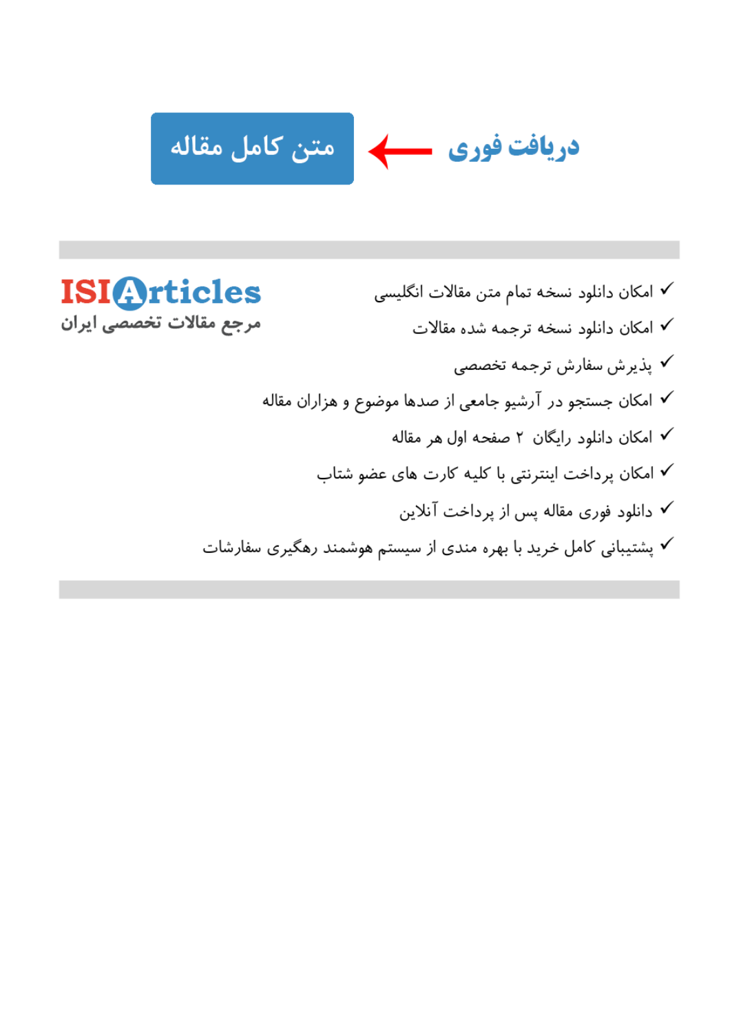**دریافت فوری ← متن کامل مقاله**

**ISIArticles**
مرجع مقالات تخصصی ایران

- ✓ امکان دانلود نسخه تمام متن مقالات انگلیسی
- ✓ امکان دانلود نسخه ترجمه شده مقالات
- ✓ پذیرش سفارش ترجمه تخصصی
- ✓ امکان جستجو در آرشیو جامعی از صدها موضوع و هزاران مقاله
- ✓ امکان دانلود رایگان ۲ صفحه اول هر مقاله
- ✓ امکان پرداخت اینترنتی با کلیه کارت های عضو شتاب
- ✓ دانلود فوری مقاله پس از پرداخت آنلاین
- ✓ پشتیبانی کامل خرید با بهره مندی از سیستم هوشمند رهگیری سفارشات